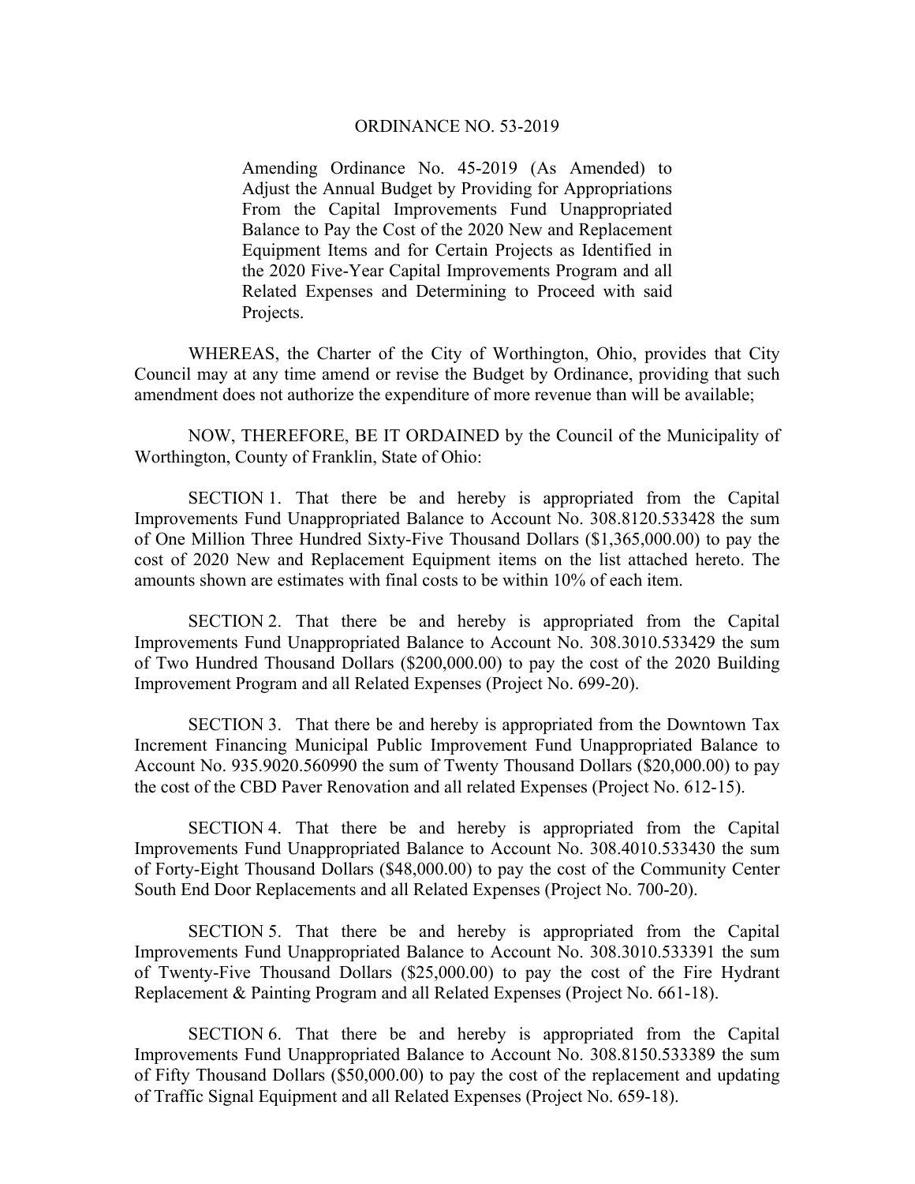# ORDINANCE NO. 53-2019

Amending Ordinance No. 45-2019 (As Amended) to Adjust the Annual Budget by Providing for Appropriations From the Capital Improvements Fund Unappropriated Balance to Pay the Cost of the 2020 New and Replacement Equipment Items and for Certain Projects as Identified in the 2020 Five-Year Capital Improvements Program and all Related Expenses and Determining to Proceed with said Projects.

WHEREAS, the Charter of the City of Worthington, Ohio, provides that City Council may at any time amend or revise the Budget by Ordinance, providing that such amendment does not authorize the expenditure of more revenue than will be available;

NOW, THEREFORE, BE IT ORDAINED by the Council of the Municipality of Worthington, County of Franklin, State of Ohio:

SECTION 1. That there be and hereby is appropriated from the Capital Improvements Fund Unappropriated Balance to Account No. 308.8120.533428 the sum of One Million Three Hundred Sixty-Five Thousand Dollars ($1,365,000.00) to pay the cost of 2020 New and Replacement Equipment items on the list attached hereto. The amounts shown are estimates with final costs to be within 10% of each item.

SECTION 2. That there be and hereby is appropriated from the Capital Improvements Fund Unappropriated Balance to Account No. 308.3010.533429 the sum of Two Hundred Thousand Dollars ($200,000.00) to pay the cost of the 2020 Building Improvement Program and all Related Expenses (Project No. 699-20).

SECTION 3. That there be and hereby is appropriated from the Downtown Tax Increment Financing Municipal Public Improvement Fund Unappropriated Balance to Account No. 935.9020.560990 the sum of Twenty Thousand Dollars ($20,000.00) to pay the cost of the CBD Paver Renovation and all related Expenses (Project No. 612-15).

SECTION 4. That there be and hereby is appropriated from the Capital Improvements Fund Unappropriated Balance to Account No. 308.4010.533430 the sum of Forty-Eight Thousand Dollars ($48,000.00) to pay the cost of the Community Center South End Door Replacements and all Related Expenses (Project No. 700-20).

SECTION 5. That there be and hereby is appropriated from the Capital Improvements Fund Unappropriated Balance to Account No. 308.3010.533391 the sum of Twenty-Five Thousand Dollars ($25,000.00) to pay the cost of the Fire Hydrant Replacement & Painting Program and all Related Expenses (Project No. 661-18).

SECTION 6. That there be and hereby is appropriated from the Capital Improvements Fund Unappropriated Balance to Account No. 308.8150.533389 the sum of Fifty Thousand Dollars ($50,000.00) to pay the cost of the replacement and updating of Traffic Signal Equipment and all Related Expenses (Project No. 659-18).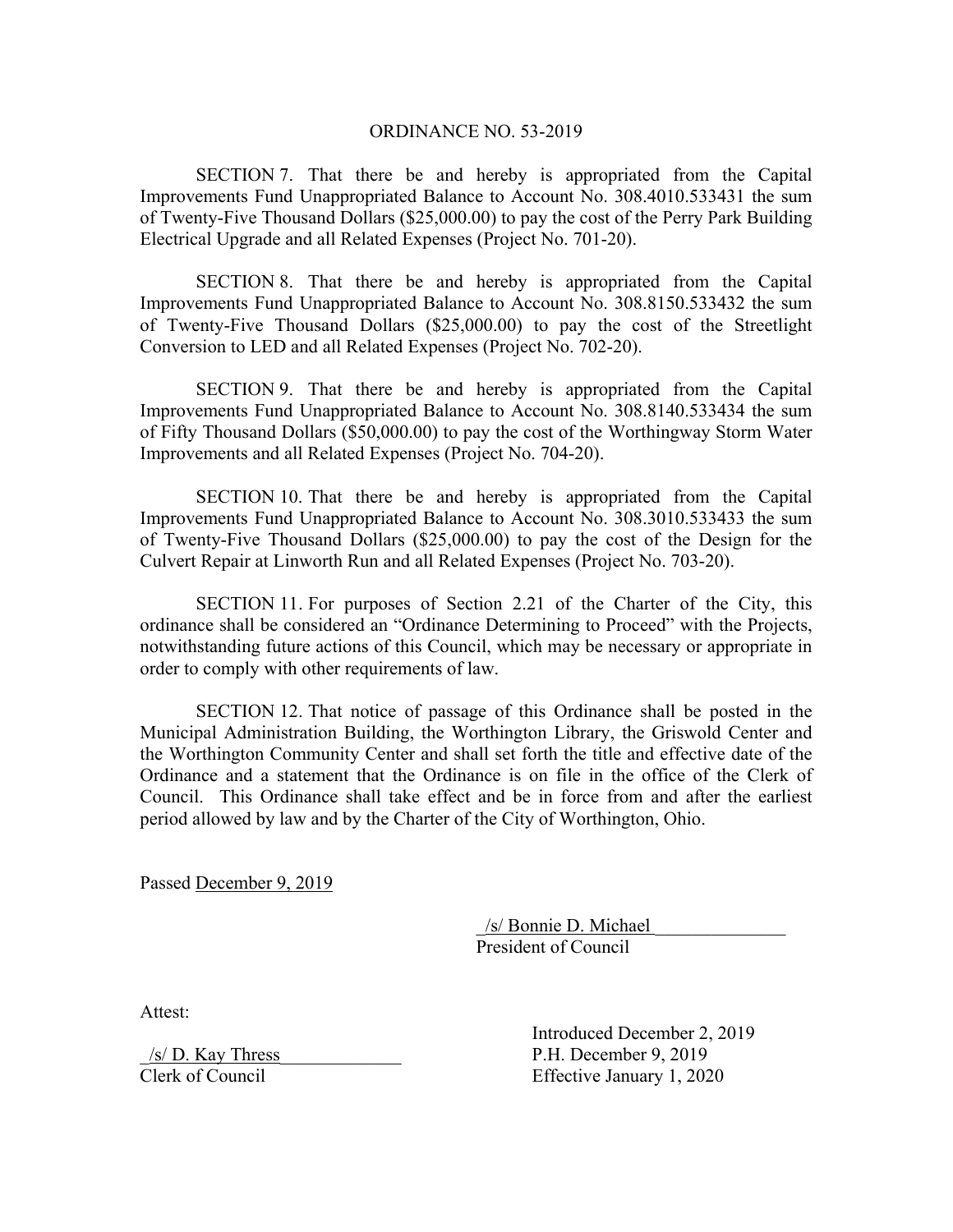ORDINANCE NO. 53-2019

SECTION 7. That there be and hereby is appropriated from the Capital Improvements Fund Unappropriated Balance to Account No. 308.4010.533431 the sum of Twenty-Five Thousand Dollars ($25,000.00) to pay the cost of the Perry Park Building Electrical Upgrade and all Related Expenses (Project No. 701-20).

SECTION 8. That there be and hereby is appropriated from the Capital Improvements Fund Unappropriated Balance to Account No. 308.8150.533432 the sum of Twenty-Five Thousand Dollars ($25,000.00) to pay the cost of the Streetlight Conversion to LED and all Related Expenses (Project No. 702-20).

SECTION 9. That there be and hereby is appropriated from the Capital Improvements Fund Unappropriated Balance to Account No. 308.8140.533434 the sum of Fifty Thousand Dollars ($50,000.00) to pay the cost of the Worthingway Storm Water Improvements and all Related Expenses (Project No. 704-20).

SECTION 10. That there be and hereby is appropriated from the Capital Improvements Fund Unappropriated Balance to Account No. 308.3010.533433 the sum of Twenty-Five Thousand Dollars ($25,000.00) to pay the cost of the Design for the Culvert Repair at Linworth Run and all Related Expenses (Project No. 703-20).

SECTION 11. For purposes of Section 2.21 of the Charter of the City, this ordinance shall be considered an "Ordinance Determining to Proceed" with the Projects, notwithstanding future actions of this Council, which may be necessary or appropriate in order to comply with other requirements of law.

SECTION 12. That notice of passage of this Ordinance shall be posted in the Municipal Administration Building, the Worthington Library, the Griswold Center and the Worthington Community Center and shall set forth the title and effective date of the Ordinance and a statement that the Ordinance is on file in the office of the Clerk of Council. This Ordinance shall take effect and be in force from and after the earliest period allowed by law and by the Charter of the City of Worthington, Ohio.

Passed December 9, 2019

/s/ Bonnie D. Michael
President of Council

Attest:

/s/ D. Kay Thress
Clerk of Council

Introduced December 2, 2019
P.H. December 9, 2019
Effective January 1, 2020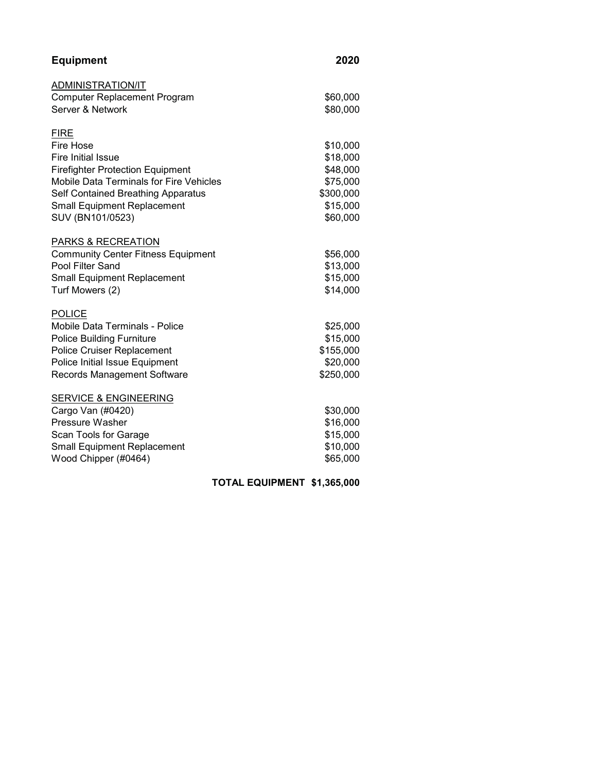| Equipment | 2020 |
|---|---|
| ADMINISTRATION/IT | |
| Computer Replacement Program | $60,000 |
| Server & Network | $80,000 |
| FIRE | |
| Fire Hose | $10,000 |
| Fire Initial Issue | $18,000 |
| Firefighter Protection Equipment | $48,000 |
| Mobile Data Terminals for Fire Vehicles | $75,000 |
| Self Contained Breathing Apparatus | $300,000 |
| Small Equipment Replacement | $15,000 |
| SUV (BN101/0523) | $60,000 |
| PARKS & RECREATION | |
| Community Center Fitness Equipment | $56,000 |
| Pool Filter Sand | $13,000 |
| Small Equipment Replacement | $15,000 |
| Turf Mowers (2) | $14,000 |
| POLICE | |
| Mobile Data Terminals - Police | $25,000 |
| Police Building Furniture | $15,000 |
| Police Cruiser Replacement | $155,000 |
| Police Initial Issue Equipment | $20,000 |
| Records Management Software | $250,000 |
| SERVICE & ENGINEERING | |
| Cargo Van (#0420) | $30,000 |
| Pressure Washer | $16,000 |
| Scan Tools for Garage | $15,000 |
| Small Equipment Replacement | $10,000 |
| Wood Chipper (#0464) | $65,000 |
| **TOTAL EQUIPMENT** | **$1,365,000** |